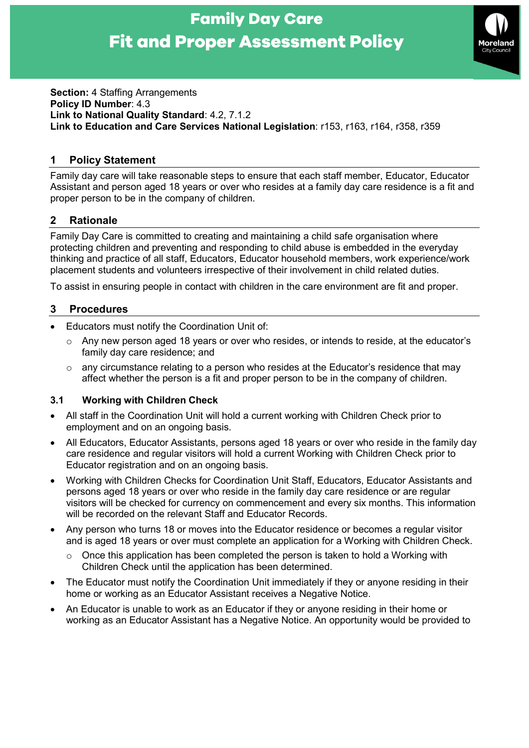# Family Day Care
# Fit and Proper Assessment Policy

**Section:** 4 Staffing Arrangements
**Policy ID Number**: 4.3
**Link to National Quality Standard**: 4.2, 7.1.2
**Link to Education and Care Services National Legislation**: r153, r163, r164, r358, r359

## 1 Policy Statement

Family day care will take reasonable steps to ensure that each staff member, Educator, Educator Assistant and person aged 18 years or over who resides at a family day care residence is a fit and proper person to be in the company of children.

## 2 Rationale

Family Day Care is committed to creating and maintaining a child safe organisation where protecting children and preventing and responding to child abuse is embedded in the everyday thinking and practice of all staff, Educators, Educator household members, work experience/work placement students and volunteers irrespective of their involvement in child related duties.

To assist in ensuring people in contact with children in the care environment are fit and proper.

## 3 Procedures

- Educators must notify the Coordination Unit of:
  - Any new person aged 18 years or over who resides, or intends to reside, at the educator's family day care residence; and
  - any circumstance relating to a person who resides at the Educator's residence that may affect whether the person is a fit and proper person to be in the company of children.

### 3.1 Working with Children Check

- All staff in the Coordination Unit will hold a current working with Children Check prior to employment and on an ongoing basis.
- All Educators, Educator Assistants, persons aged 18 years or over who reside in the family day care residence and regular visitors will hold a current Working with Children Check prior to Educator registration and on an ongoing basis.
- Working with Children Checks for Coordination Unit Staff, Educators, Educator Assistants and persons aged 18 years or over who reside in the family day care residence or are regular visitors will be checked for currency on commencement and every six months. This information will be recorded on the relevant Staff and Educator Records.
- Any person who turns 18 or moves into the Educator residence or becomes a regular visitor and is aged 18 years or over must complete an application for a Working with Children Check.
  - Once this application has been completed the person is taken to hold a Working with Children Check until the application has been determined.
- The Educator must notify the Coordination Unit immediately if they or anyone residing in their home or working as an Educator Assistant receives a Negative Notice.
- An Educator is unable to work as an Educator if they or anyone residing in their home or working as an Educator Assistant has a Negative Notice. An opportunity would be provided to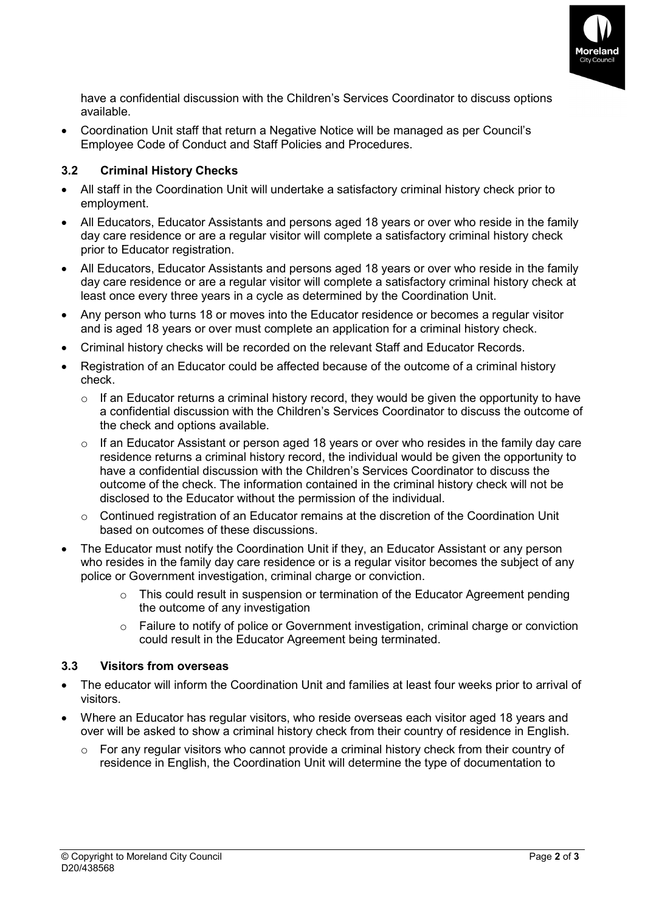have a confidential discussion with the Children's Services Coordinator to discuss options available.

- Coordination Unit staff that return a Negative Notice will be managed as per Council's Employee Code of Conduct and Staff Policies and Procedures.

### 3.2 Criminal History Checks

- All staff in the Coordination Unit will undertake a satisfactory criminal history check prior to employment.
- All Educators, Educator Assistants and persons aged 18 years or over who reside in the family day care residence or are a regular visitor will complete a satisfactory criminal history check prior to Educator registration.
- All Educators, Educator Assistants and persons aged 18 years or over who reside in the family day care residence or are a regular visitor will complete a satisfactory criminal history check at least once every three years in a cycle as determined by the Coordination Unit.
- Any person who turns 18 or moves into the Educator residence or becomes a regular visitor and is aged 18 years or over must complete an application for a criminal history check.
- Criminal history checks will be recorded on the relevant Staff and Educator Records.
- Registration of an Educator could be affected because of the outcome of a criminal history check.
  - If an Educator returns a criminal history record, they would be given the opportunity to have a confidential discussion with the Children's Services Coordinator to discuss the outcome of the check and options available.
  - If an Educator Assistant or person aged 18 years or over who resides in the family day care residence returns a criminal history record, the individual would be given the opportunity to have a confidential discussion with the Children's Services Coordinator to discuss the outcome of the check. The information contained in the criminal history check will not be disclosed to the Educator without the permission of the individual.
  - Continued registration of an Educator remains at the discretion of the Coordination Unit based on outcomes of these discussions.
- The Educator must notify the Coordination Unit if they, an Educator Assistant or any person who resides in the family day care residence or is a regular visitor becomes the subject of any police or Government investigation, criminal charge or conviction.
  - This could result in suspension or termination of the Educator Agreement pending the outcome of any investigation
  - Failure to notify of police or Government investigation, criminal charge or conviction could result in the Educator Agreement being terminated.

### 3.3 Visitors from overseas

- The educator will inform the Coordination Unit and families at least four weeks prior to arrival of visitors.
- Where an Educator has regular visitors, who reside overseas each visitor aged 18 years and over will be asked to show a criminal history check from their country of residence in English.
  - For any regular visitors who cannot provide a criminal history check from their country of residence in English, the Coordination Unit will determine the type of documentation to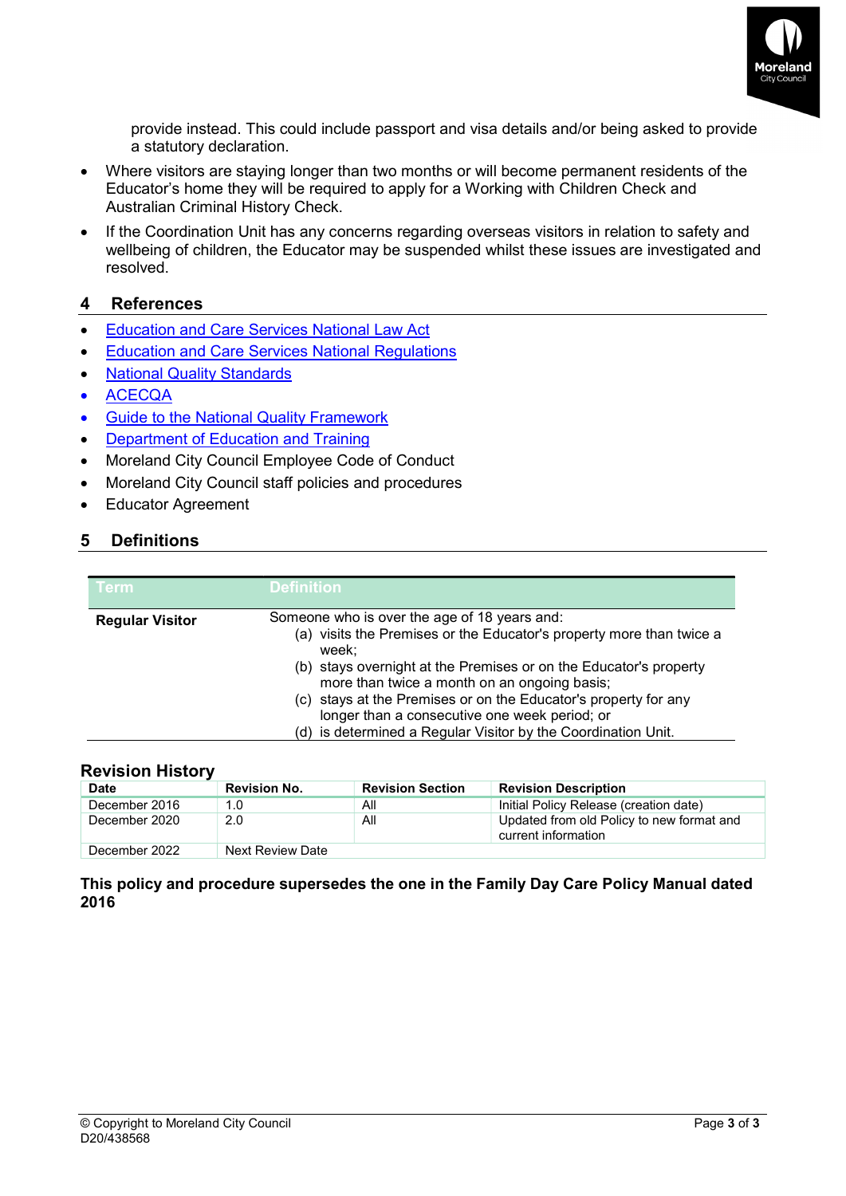provide instead. This could include passport and visa details and/or being asked to provide a statutory declaration.

- Where visitors are staying longer than two months or will become permanent residents of the Educator's home they will be required to apply for a Working with Children Check and Australian Criminal History Check.
- If the Coordination Unit has any concerns regarding overseas visitors in relation to safety and wellbeing of children, the Educator may be suspended whilst these issues are investigated and resolved.

## 4 References

- Education and Care Services National Law Act
- Education and Care Services National Regulations
- National Quality Standards
- ACECQA
- Guide to the National Quality Framework
- Department of Education and Training
- Moreland City Council Employee Code of Conduct
- Moreland City Council staff policies and procedures
- Educator Agreement

## 5 Definitions

| Term | Definition |
|---|---|
| **Regular Visitor** | Someone who is over the age of 18 years and:<br>(a) visits the Premises or the Educator's property more than twice a week;<br>(b) stays overnight at the Premises or on the Educator's property more than twice a month on an ongoing basis;<br>(c) stays at the Premises or on the Educator's property for any longer than a consecutive one week period; or<br>(d) is determined a Regular Visitor by the Coordination Unit. |

### Revision History

| Date | Revision No. | Revision Section | Revision Description |
|---|---|---|---|
| December 2016 | 1.0 | All | Initial Policy Release (creation date) |
| December 2020 | 2.0 | All | Updated from old Policy to new format and current information |
| December 2022 | Next Review Date | | |

**This policy and procedure supersedes the one in the Family Day Care Policy Manual dated 2016**

© Copyright to Moreland City Council
D20/438568